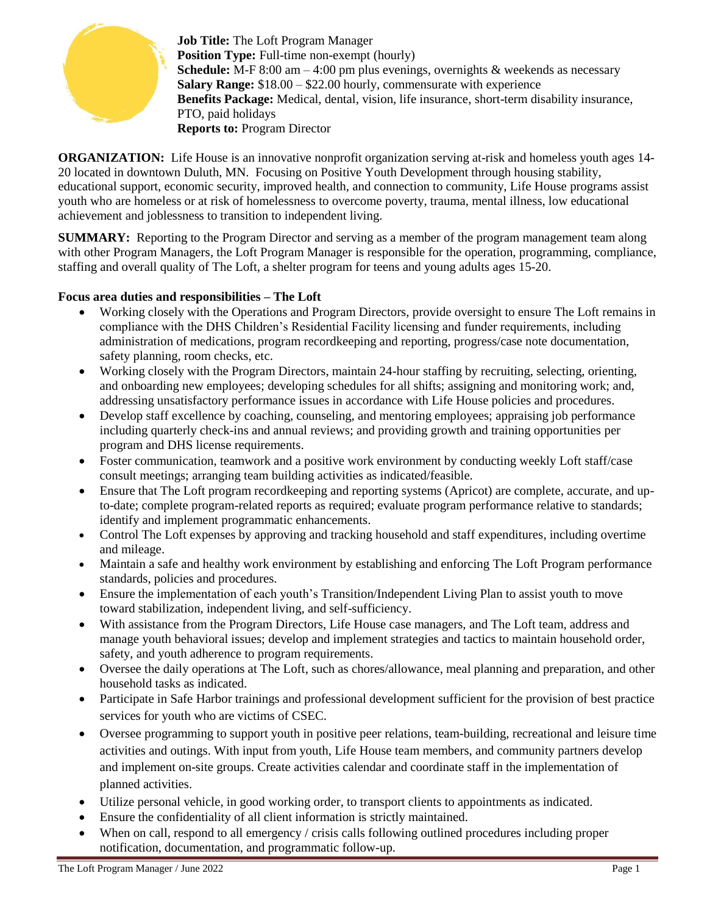**Job Title:** The Loft Program Manager
**Position Type:** Full-time non-exempt (hourly)
**Schedule:** M-F 8:00 am – 4:00 pm plus evenings, overnights & weekends as necessary
**Salary Range:** $18.00 – $22.00 hourly, commensurate with experience
**Benefits Package:** Medical, dental, vision, life insurance, short-term disability insurance, PTO, paid holidays
**Reports to:** Program Director

**ORGANIZATION:** Life House is an innovative nonprofit organization serving at-risk and homeless youth ages 14-20 located in downtown Duluth, MN. Focusing on Positive Youth Development through housing stability, educational support, economic security, improved health, and connection to community, Life House programs assist youth who are homeless or at risk of homelessness to overcome poverty, trauma, mental illness, low educational achievement and joblessness to transition to independent living.

**SUMMARY:** Reporting to the Program Director and serving as a member of the program management team along with other Program Managers, the Loft Program Manager is responsible for the operation, programming, compliance, staffing and overall quality of The Loft, a shelter program for teens and young adults ages 15-20.

**Focus area duties and responsibilities – The Loft**

- Working closely with the Operations and Program Directors, provide oversight to ensure The Loft remains in compliance with the DHS Children's Residential Facility licensing and funder requirements, including administration of medications, program recordkeeping and reporting, progress/case note documentation, safety planning, room checks, etc.
- Working closely with the Program Directors, maintain 24-hour staffing by recruiting, selecting, orienting, and onboarding new employees; developing schedules for all shifts; assigning and monitoring work; and, addressing unsatisfactory performance issues in accordance with Life House policies and procedures.
- Develop staff excellence by coaching, counseling, and mentoring employees; appraising job performance including quarterly check-ins and annual reviews; and providing growth and training opportunities per program and DHS license requirements.
- Foster communication, teamwork and a positive work environment by conducting weekly Loft staff/case consult meetings; arranging team building activities as indicated/feasible.
- Ensure that The Loft program recordkeeping and reporting systems (Apricot) are complete, accurate, and up-to-date; complete program-related reports as required; evaluate program performance relative to standards; identify and implement programmatic enhancements.
- Control The Loft expenses by approving and tracking household and staff expenditures, including overtime and mileage.
- Maintain a safe and healthy work environment by establishing and enforcing The Loft Program performance standards, policies and procedures.
- Ensure the implementation of each youth's Transition/Independent Living Plan to assist youth to move toward stabilization, independent living, and self-sufficiency.
- With assistance from the Program Directors, Life House case managers, and The Loft team, address and manage youth behavioral issues; develop and implement strategies and tactics to maintain household order, safety, and youth adherence to program requirements.
- Oversee the daily operations at The Loft, such as chores/allowance, meal planning and preparation, and other household tasks as indicated.
- Participate in Safe Harbor trainings and professional development sufficient for the provision of best practice services for youth who are victims of CSEC.
- Oversee programming to support youth in positive peer relations, team-building, recreational and leisure time activities and outings. With input from youth, Life House team members, and community partners develop and implement on-site groups. Create activities calendar and coordinate staff in the implementation of planned activities.
- Utilize personal vehicle, in good working order, to transport clients to appointments as indicated.
- Ensure the confidentiality of all client information is strictly maintained.
- When on call, respond to all emergency / crisis calls following outlined procedures including proper notification, documentation, and programmatic follow-up.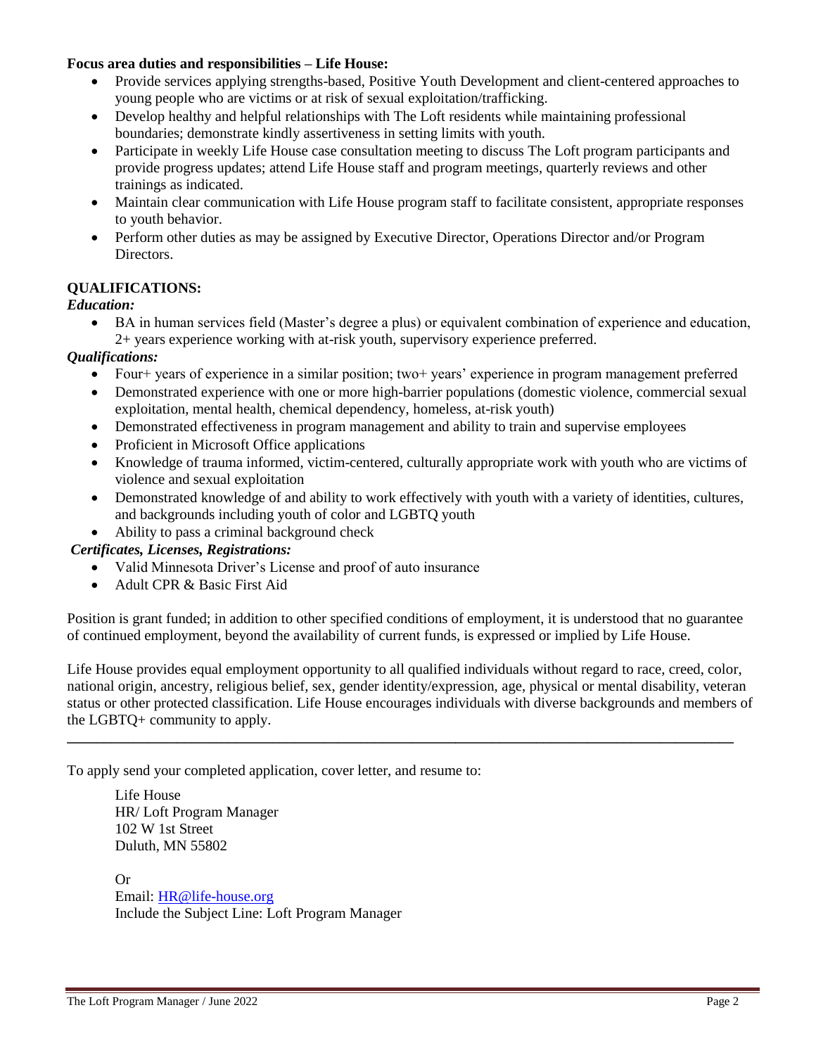**Focus area duties and responsibilities – Life House:**

- Provide services applying strengths-based, Positive Youth Development and client-centered approaches to young people who are victims or at risk of sexual exploitation/trafficking.
- Develop healthy and helpful relationships with The Loft residents while maintaining professional boundaries; demonstrate kindly assertiveness in setting limits with youth.
- Participate in weekly Life House case consultation meeting to discuss The Loft program participants and provide progress updates; attend Life House staff and program meetings, quarterly reviews and other trainings as indicated.
- Maintain clear communication with Life House program staff to facilitate consistent, appropriate responses to youth behavior.
- Perform other duties as may be assigned by Executive Director, Operations Director and/or Program Directors.

**QUALIFICATIONS:**

***Education:***

- BA in human services field (Master's degree a plus) or equivalent combination of experience and education, 2+ years experience working with at-risk youth, supervisory experience preferred.

***Qualifications:***

- Four+ years of experience in a similar position; two+ years' experience in program management preferred
- Demonstrated experience with one or more high-barrier populations (domestic violence, commercial sexual exploitation, mental health, chemical dependency, homeless, at-risk youth)
- Demonstrated effectiveness in program management and ability to train and supervise employees
- Proficient in Microsoft Office applications
- Knowledge of trauma informed, victim-centered, culturally appropriate work with youth who are victims of violence and sexual exploitation
- Demonstrated knowledge of and ability to work effectively with youth with a variety of identities, cultures, and backgrounds including youth of color and LGBTQ youth
- Ability to pass a criminal background check

***Certificates, Licenses, Registrations:***

- Valid Minnesota Driver's License and proof of auto insurance
- Adult CPR & Basic First Aid

Position is grant funded; in addition to other specified conditions of employment, it is understood that no guarantee of continued employment, beyond the availability of current funds, is expressed or implied by Life House.

Life House provides equal employment opportunity to all qualified individuals without regard to race, creed, color, national origin, ancestry, religious belief, sex, gender identity/expression, age, physical or mental disability, veteran status or other protected classification. Life House encourages individuals with diverse backgrounds and members of the LGBTQ+ community to apply.

---

To apply send your completed application, cover letter, and resume to:

Life House
HR/ Loft Program Manager
102 W 1st Street
Duluth, MN 55802

Or
Email: HR@life-house.org
Include the Subject Line: Loft Program Manager